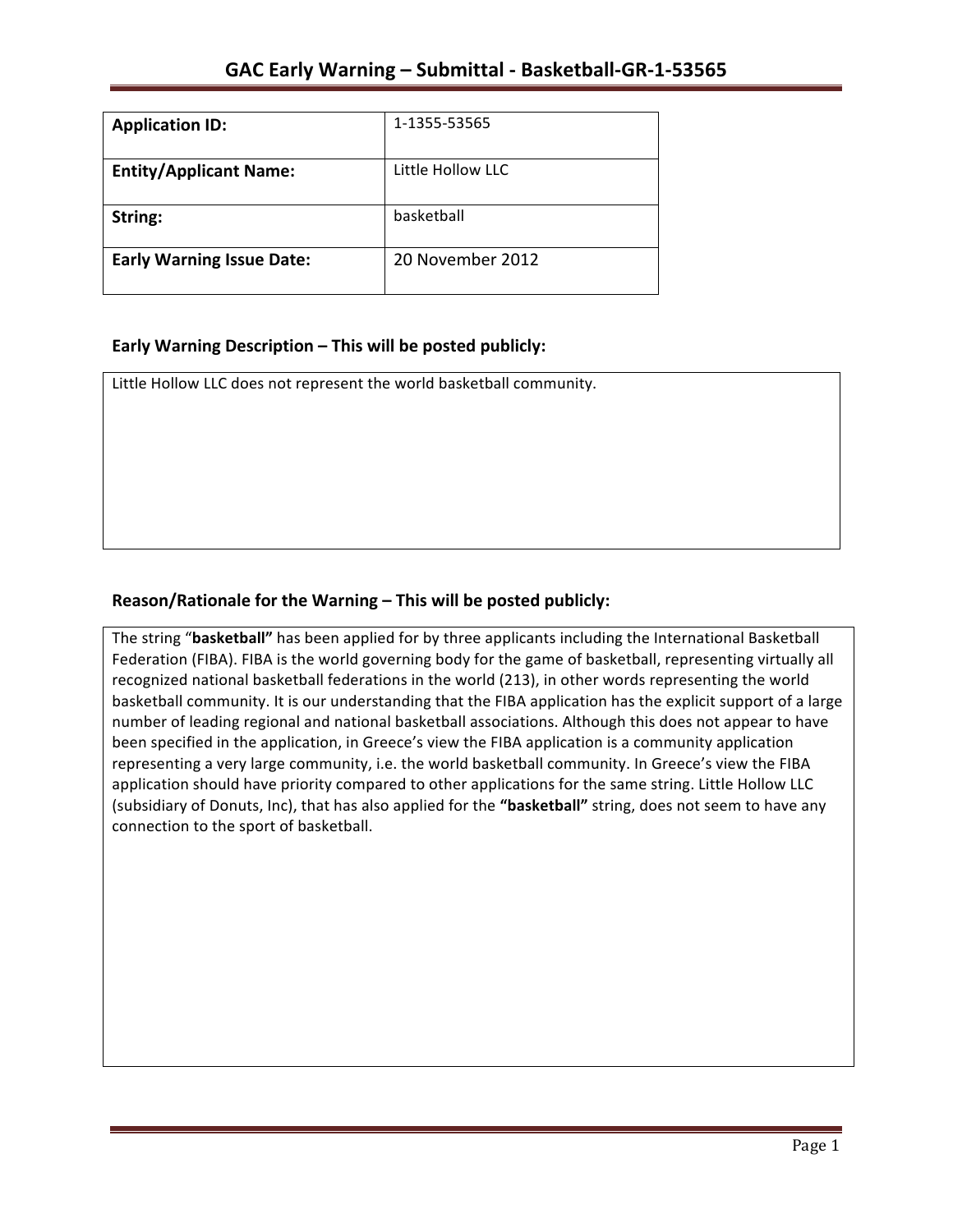# GAC Early Warning – Submittal - Basketball-GR-1-53565

| | |
|---|---|
| **Application ID:** | 1-1355-53565 |
| **Entity/Applicant Name:** | Little Hollow LLC |
| **String:** | basketball |
| **Early Warning Issue Date:** | 20 November 2012 |

## Early Warning Description – This will be posted publicly:

Little Hollow LLC does not represent the world basketball community.

## Reason/Rationale for the Warning – This will be posted publicly:

The string "**basketball"** has been applied for by three applicants including the International Basketball Federation (FIBA). FIBA is the world governing body for the game of basketball, representing virtually all recognized national basketball federations in the world (213), in other words representing the world basketball community. It is our understanding that the FIBA application has the explicit support of a large number of leading regional and national basketball associations. Although this does not appear to have been specified in the application, in Greece's view the FIBA application is a community application representing a very large community, i.e. the world basketball community. In Greece's view the FIBA application should have priority compared to other applications for the same string. Little Hollow LLC (subsidiary of Donuts, Inc), that has also applied for the **"basketball"** string, does not seem to have any connection to the sport of basketball.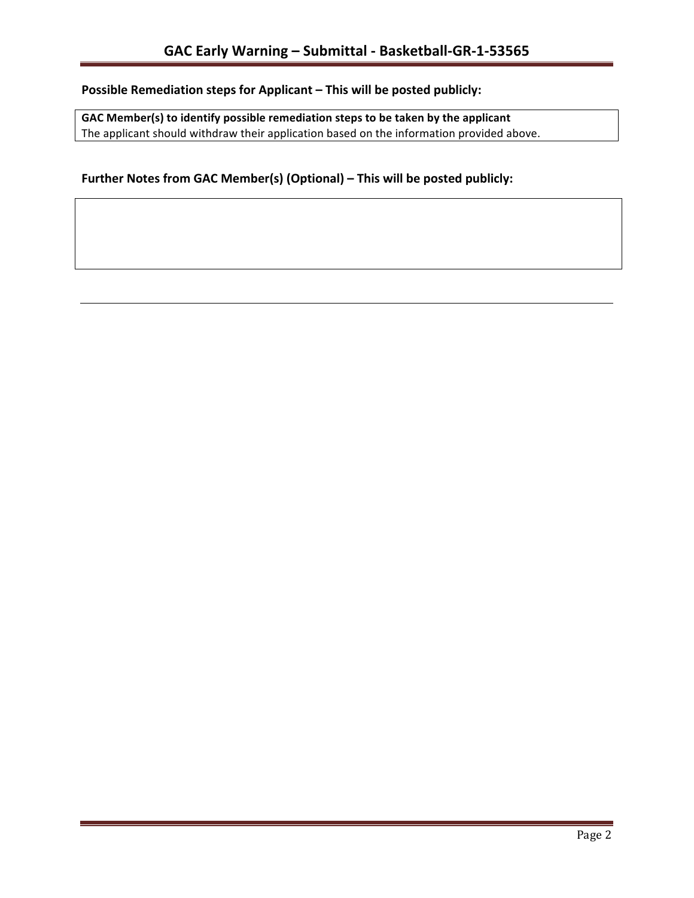**Possible Remediation steps for Applicant – This will be posted publicly:**

**GAC Member(s) to identify possible remediation steps to be taken by the applicant**
The applicant should withdraw their application based on the information provided above.

**Further Notes from GAC Member(s) (Optional) – This will be posted publicly:**